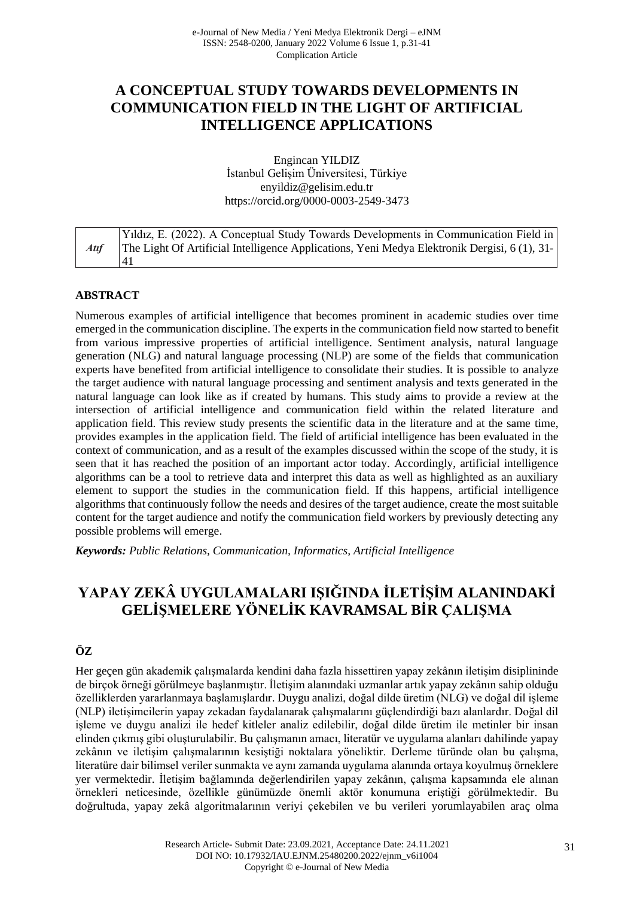# A CONCEPTUAL STUDY TOWARDS DEVELOPMENTS IN COMMUNICATION FIELD IN THE LIGHT OF ARTIFICIAL INTELLIGENCE APPLICATIONS

Engincan YILDIZ
İstanbul Gelişim Üniversitesi, Türkiye
enyildiz@gelisim.edu.tr
https://orcid.org/0000-0003-2549-3473

| *Atıf* | Yıldız, E. (2022). A Conceptual Study Towards Developments in Communication Field in The Light Of Artificial Intelligence Applications, Yeni Medya Elektronik Dergisi, 6 (1), 31-41 |
|---|---|

## ABSTRACT

Numerous examples of artificial intelligence that becomes prominent in academic studies over time emerged in the communication discipline. The experts in the communication field now started to benefit from various impressive properties of artificial intelligence. Sentiment analysis, natural language generation (NLG) and natural language processing (NLP) are some of the fields that communication experts have benefited from artificial intelligence to consolidate their studies. It is possible to analyze the target audience with natural language processing and sentiment analysis and texts generated in the natural language can look like as if created by humans. This study aims to provide a review at the intersection of artificial intelligence and communication field within the related literature and application field. This review study presents the scientific data in the literature and at the same time, provides examples in the application field. The field of artificial intelligence has been evaluated in the context of communication, and as a result of the examples discussed within the scope of the study, it is seen that it has reached the position of an important actor today. Accordingly, artificial intelligence algorithms can be a tool to retrieve data and interpret this data as well as highlighted as an auxiliary element to support the studies in the communication field. If this happens, artificial intelligence algorithms that continuously follow the needs and desires of the target audience, create the most suitable content for the target audience and notify the communication field workers by previously detecting any possible problems will emerge.

***Keywords:*** *Public Relations, Communication, Informatics, Artificial Intelligence*

# YAPAY ZEKÂ UYGULAMALARI IŞIĞINDA İLETİŞİM ALANINDAKİ GELİŞMELERE YÖNELİK KAVRAMSAL BİR ÇALIŞMA

## ÖZ

Her geçen gün akademik çalışmalarda kendini daha fazla hissettiren yapay zekânın iletişim disiplininde de birçok örneği görülmeye başlanmıştır. İletişim alanındaki uzmanlar artık yapay zekânın sahip olduğu özelliklerden yararlanmaya başlamışlardır. Duygu analizi, doğal dilde üretim (NLG) ve doğal dil işleme (NLP) iletişimcilerin yapay zekadan faydalanarak çalışmalarını güçlendirdiği bazı alanlardır. Doğal dil işleme ve duygu analizi ile hedef kitleler analiz edilebilir, doğal dilde üretim ile metinler bir insan elinden çıkmış gibi oluşturulabilir. Bu çalışmanın amacı, literatür ve uygulama alanları dahilinde yapay zekânın ve iletişim çalışmalarının kesiştiği noktalara yöneliktir. Derleme türünde olan bu çalışma, literatüre dair bilimsel veriler sunmakta ve aynı zamanda uygulama alanında ortaya koyulmuş örneklere yer vermektedir. İletişim bağlamında değerlendirilen yapay zekânın, çalışma kapsamında ele alınan örnekleri neticesinde, özellikle günümüzde önemli aktör konumuna eriştiği görülmektedir. Bu doğrultuda, yapay zekâ algoritmalarının veriyi çekebilen ve bu verileri yorumlayabilen araç olma

Research Article- Submit Date: 23.09.2021, Acceptance Date: 24.11.2021
DOI NO: 10.17932/IAU.EJNM.25480200.2022/ejnm_v6i1004
Copyright © e-Journal of New Media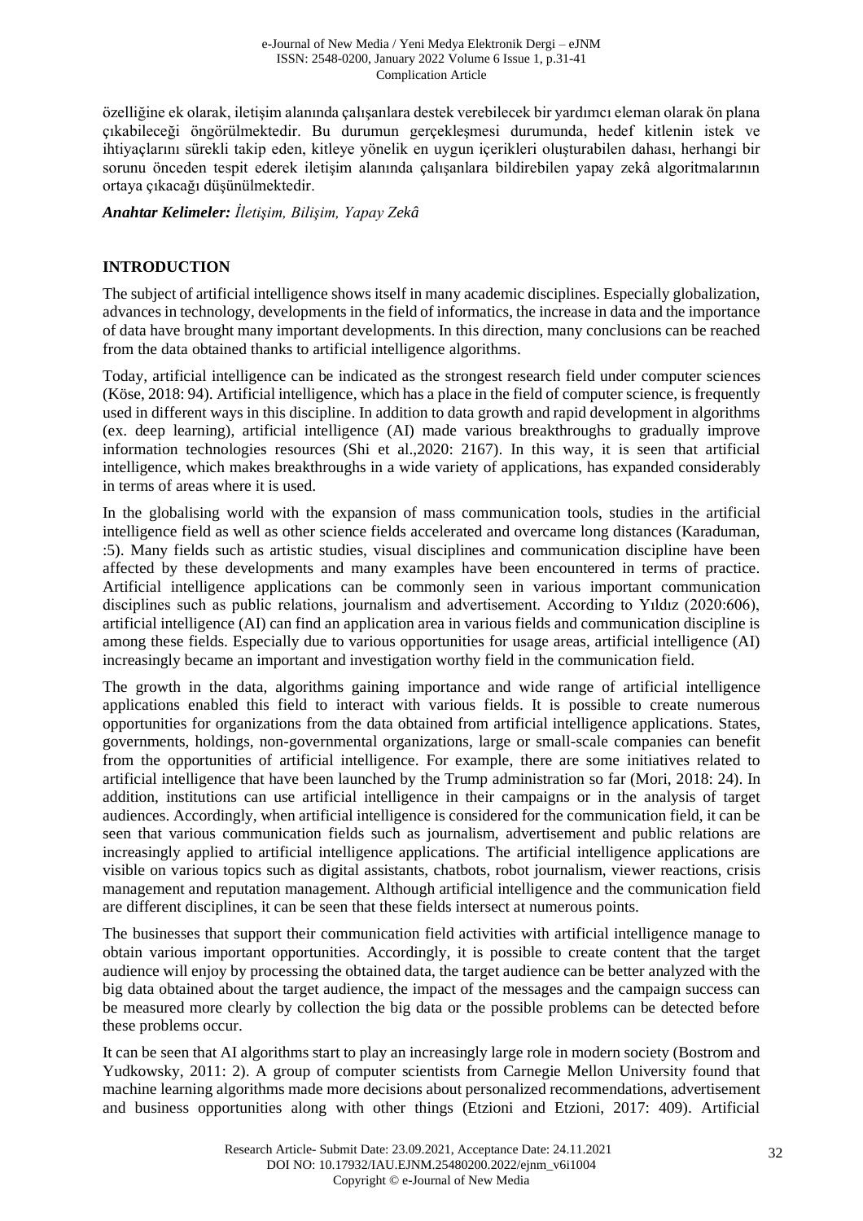özelliğine ek olarak, iletişim alanında çalışanlara destek verebilecek bir yardımcı eleman olarak ön plana çıkabileceği öngörülmektedir. Bu durumun gerçekleşmesi durumunda, hedef kitlenin istek ve ihtiyaçlarını sürekli takip eden, kitleye yönelik en uygun içerikleri oluşturabilen dahası, herhangi bir sorunu önceden tespit ederek iletişim alanında çalışanlara bildirebilen yapay zekâ algoritmalarının ortaya çıkacağı düşünülmektedir.

***Anahtar Kelimeler:*** *İletişim, Bilişim, Yapay Zekâ*

## INTRODUCTION

The subject of artificial intelligence shows itself in many academic disciplines. Especially globalization, advances in technology, developments in the field of informatics, the increase in data and the importance of data have brought many important developments. In this direction, many conclusions can be reached from the data obtained thanks to artificial intelligence algorithms.

Today, artificial intelligence can be indicated as the strongest research field under computer sciences (Köse, 2018: 94). Artificial intelligence, which has a place in the field of computer science, is frequently used in different ways in this discipline. In addition to data growth and rapid development in algorithms (ex. deep learning), artificial intelligence (AI) made various breakthroughs to gradually improve information technologies resources (Shi et al.,2020: 2167). In this way, it is seen that artificial intelligence, which makes breakthroughs in a wide variety of applications, has expanded considerably in terms of areas where it is used.

In the globalising world with the expansion of mass communication tools, studies in the artificial intelligence field as well as other science fields accelerated and overcame long distances (Karaduman, :5). Many fields such as artistic studies, visual disciplines and communication discipline have been affected by these developments and many examples have been encountered in terms of practice. Artificial intelligence applications can be commonly seen in various important communication disciplines such as public relations, journalism and advertisement. According to Yıldız (2020:606), artificial intelligence (AI) can find an application area in various fields and communication discipline is among these fields. Especially due to various opportunities for usage areas, artificial intelligence (AI) increasingly became an important and investigation worthy field in the communication field.

The growth in the data, algorithms gaining importance and wide range of artificial intelligence applications enabled this field to interact with various fields. It is possible to create numerous opportunities for organizations from the data obtained from artificial intelligence applications. States, governments, holdings, non-governmental organizations, large or small-scale companies can benefit from the opportunities of artificial intelligence. For example, there are some initiatives related to artificial intelligence that have been launched by the Trump administration so far (Mori, 2018: 24). In addition, institutions can use artificial intelligence in their campaigns or in the analysis of target audiences. Accordingly, when artificial intelligence is considered for the communication field, it can be seen that various communication fields such as journalism, advertisement and public relations are increasingly applied to artificial intelligence applications. The artificial intelligence applications are visible on various topics such as digital assistants, chatbots, robot journalism, viewer reactions, crisis management and reputation management. Although artificial intelligence and the communication field are different disciplines, it can be seen that these fields intersect at numerous points.

The businesses that support their communication field activities with artificial intelligence manage to obtain various important opportunities. Accordingly, it is possible to create content that the target audience will enjoy by processing the obtained data, the target audience can be better analyzed with the big data obtained about the target audience, the impact of the messages and the campaign success can be measured more clearly by collection the big data or the possible problems can be detected before these problems occur.

It can be seen that AI algorithms start to play an increasingly large role in modern society (Bostrom and Yudkowsky, 2011: 2). A group of computer scientists from Carnegie Mellon University found that machine learning algorithms made more decisions about personalized recommendations, advertisement and business opportunities along with other things (Etzioni and Etzioni, 2017: 409). Artificial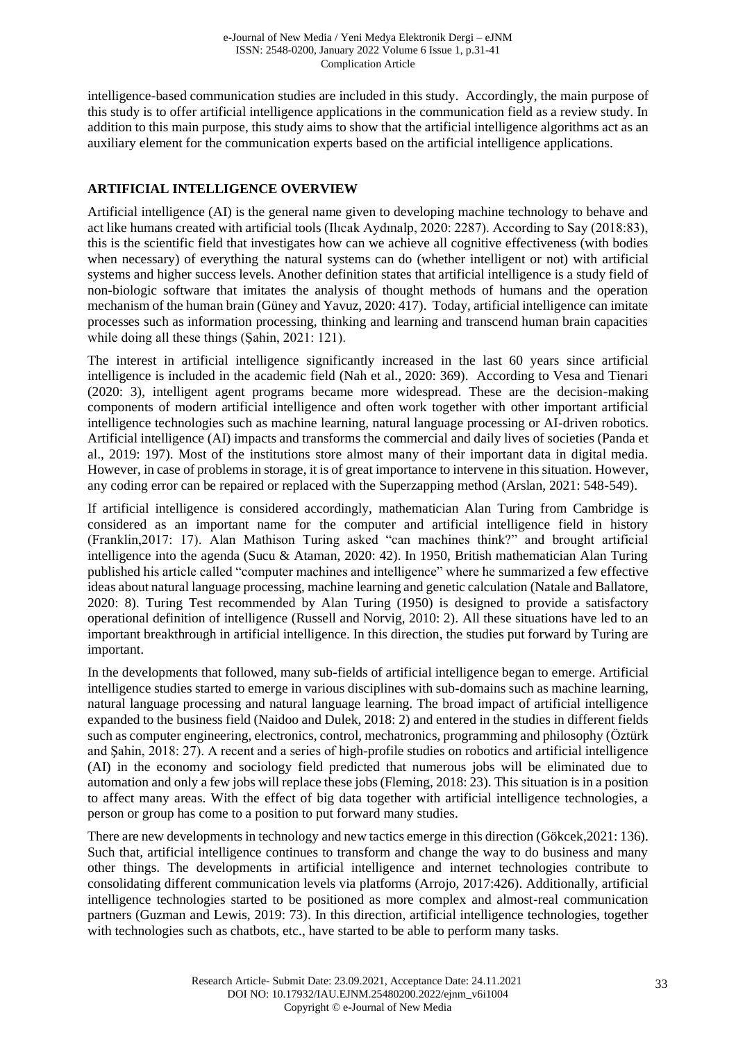intelligence-based communication studies are included in this study. Accordingly, the main purpose of this study is to offer artificial intelligence applications in the communication field as a review study. In addition to this main purpose, this study aims to show that the artificial intelligence algorithms act as an auxiliary element for the communication experts based on the artificial intelligence applications.

## ARTIFICIAL INTELLIGENCE OVERVIEW

Artificial intelligence (AI) is the general name given to developing machine technology to behave and act like humans created with artificial tools (Ilıcak Aydınalp, 2020: 2287). According to Say (2018:83), this is the scientific field that investigates how can we achieve all cognitive effectiveness (with bodies when necessary) of everything the natural systems can do (whether intelligent or not) with artificial systems and higher success levels. Another definition states that artificial intelligence is a study field of non-biologic software that imitates the analysis of thought methods of humans and the operation mechanism of the human brain (Güney and Yavuz, 2020: 417). Today, artificial intelligence can imitate processes such as information processing, thinking and learning and transcend human brain capacities while doing all these things (Şahin, 2021: 121).

The interest in artificial intelligence significantly increased in the last 60 years since artificial intelligence is included in the academic field (Nah et al., 2020: 369). According to Vesa and Tienari (2020: 3), intelligent agent programs became more widespread. These are the decision-making components of modern artificial intelligence and often work together with other important artificial intelligence technologies such as machine learning, natural language processing or AI-driven robotics. Artificial intelligence (AI) impacts and transforms the commercial and daily lives of societies (Panda et al., 2019: 197). Most of the institutions store almost many of their important data in digital media. However, in case of problems in storage, it is of great importance to intervene in this situation. However, any coding error can be repaired or replaced with the Superzapping method (Arslan, 2021: 548-549).

If artificial intelligence is considered accordingly, mathematician Alan Turing from Cambridge is considered as an important name for the computer and artificial intelligence field in history (Franklin,2017: 17). Alan Mathison Turing asked "can machines think?" and brought artificial intelligence into the agenda (Sucu & Ataman, 2020: 42). In 1950, British mathematician Alan Turing published his article called "computer machines and intelligence" where he summarized a few effective ideas about natural language processing, machine learning and genetic calculation (Natale and Ballatore, 2020: 8). Turing Test recommended by Alan Turing (1950) is designed to provide a satisfactory operational definition of intelligence (Russell and Norvig, 2010: 2). All these situations have led to an important breakthrough in artificial intelligence. In this direction, the studies put forward by Turing are important.

In the developments that followed, many sub-fields of artificial intelligence began to emerge. Artificial intelligence studies started to emerge in various disciplines with sub-domains such as machine learning, natural language processing and natural language learning. The broad impact of artificial intelligence expanded to the business field (Naidoo and Dulek, 2018: 2) and entered in the studies in different fields such as computer engineering, electronics, control, mechatronics, programming and philosophy (Öztürk and Şahin, 2018: 27). A recent and a series of high-profile studies on robotics and artificial intelligence (AI) in the economy and sociology field predicted that numerous jobs will be eliminated due to automation and only a few jobs will replace these jobs (Fleming, 2018: 23). This situation is in a position to affect many areas. With the effect of big data together with artificial intelligence technologies, a person or group has come to a position to put forward many studies.

There are new developments in technology and new tactics emerge in this direction (Gökcek,2021: 136). Such that, artificial intelligence continues to transform and change the way to do business and many other things. The developments in artificial intelligence and internet technologies contribute to consolidating different communication levels via platforms (Arrojo, 2017:426). Additionally, artificial intelligence technologies started to be positioned as more complex and almost-real communication partners (Guzman and Lewis, 2019: 73). In this direction, artificial intelligence technologies, together with technologies such as chatbots, etc., have started to be able to perform many tasks.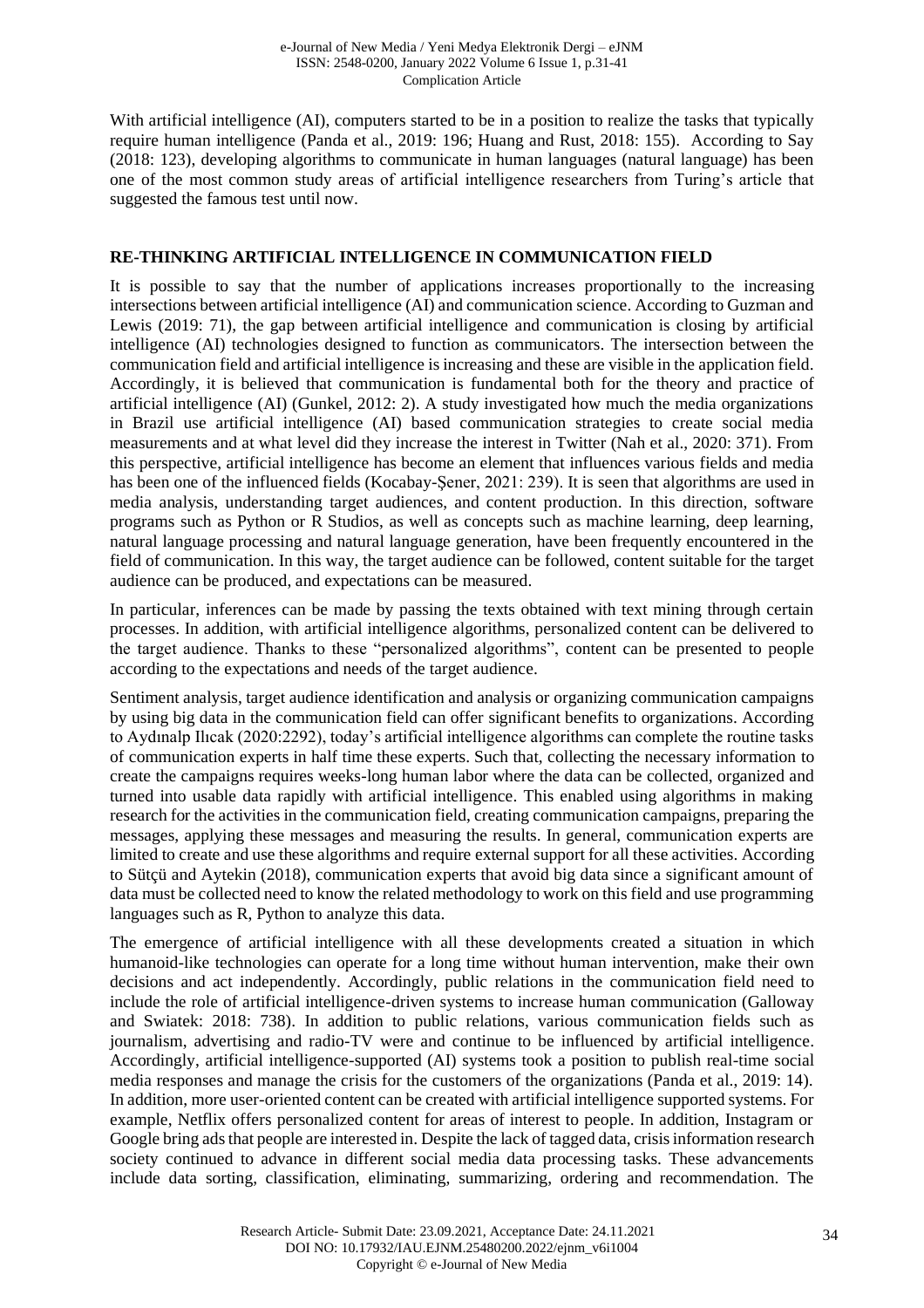With artificial intelligence (AI), computers started to be in a position to realize the tasks that typically require human intelligence (Panda et al., 2019: 196; Huang and Rust, 2018: 155). According to Say (2018: 123), developing algorithms to communicate in human languages (natural language) has been one of the most common study areas of artificial intelligence researchers from Turing's article that suggested the famous test until now.

## RE-THINKING ARTIFICIAL INTELLIGENCE IN COMMUNICATION FIELD

It is possible to say that the number of applications increases proportionally to the increasing intersections between artificial intelligence (AI) and communication science. According to Guzman and Lewis (2019: 71), the gap between artificial intelligence and communication is closing by artificial intelligence (AI) technologies designed to function as communicators. The intersection between the communication field and artificial intelligence is increasing and these are visible in the application field. Accordingly, it is believed that communication is fundamental both for the theory and practice of artificial intelligence (AI) (Gunkel, 2012: 2). A study investigated how much the media organizations in Brazil use artificial intelligence (AI) based communication strategies to create social media measurements and at what level did they increase the interest in Twitter (Nah et al., 2020: 371). From this perspective, artificial intelligence has become an element that influences various fields and media has been one of the influenced fields (Kocabay-Şener, 2021: 239). It is seen that algorithms are used in media analysis, understanding target audiences, and content production. In this direction, software programs such as Python or R Studios, as well as concepts such as machine learning, deep learning, natural language processing and natural language generation, have been frequently encountered in the field of communication. In this way, the target audience can be followed, content suitable for the target audience can be produced, and expectations can be measured.

In particular, inferences can be made by passing the texts obtained with text mining through certain processes. In addition, with artificial intelligence algorithms, personalized content can be delivered to the target audience. Thanks to these "personalized algorithms", content can be presented to people according to the expectations and needs of the target audience.

Sentiment analysis, target audience identification and analysis or organizing communication campaigns by using big data in the communication field can offer significant benefits to organizations. According to Aydınalp Ilıcak (2020:2292), today's artificial intelligence algorithms can complete the routine tasks of communication experts in half time these experts. Such that, collecting the necessary information to create the campaigns requires weeks-long human labor where the data can be collected, organized and turned into usable data rapidly with artificial intelligence. This enabled using algorithms in making research for the activities in the communication field, creating communication campaigns, preparing the messages, applying these messages and measuring the results. In general, communication experts are limited to create and use these algorithms and require external support for all these activities. According to Sütçü and Aytekin (2018), communication experts that avoid big data since a significant amount of data must be collected need to know the related methodology to work on this field and use programming languages such as R, Python to analyze this data.

The emergence of artificial intelligence with all these developments created a situation in which humanoid-like technologies can operate for a long time without human intervention, make their own decisions and act independently. Accordingly, public relations in the communication field need to include the role of artificial intelligence-driven systems to increase human communication (Galloway and Swiatek: 2018: 738). In addition to public relations, various communication fields such as journalism, advertising and radio-TV were and continue to be influenced by artificial intelligence. Accordingly, artificial intelligence-supported (AI) systems took a position to publish real-time social media responses and manage the crisis for the customers of the organizations (Panda et al., 2019: 14). In addition, more user-oriented content can be created with artificial intelligence supported systems. For example, Netflix offers personalized content for areas of interest to people. In addition, Instagram or Google bring ads that people are interested in. Despite the lack of tagged data, crisis information research society continued to advance in different social media data processing tasks. These advancements include data sorting, classification, eliminating, summarizing, ordering and recommendation. The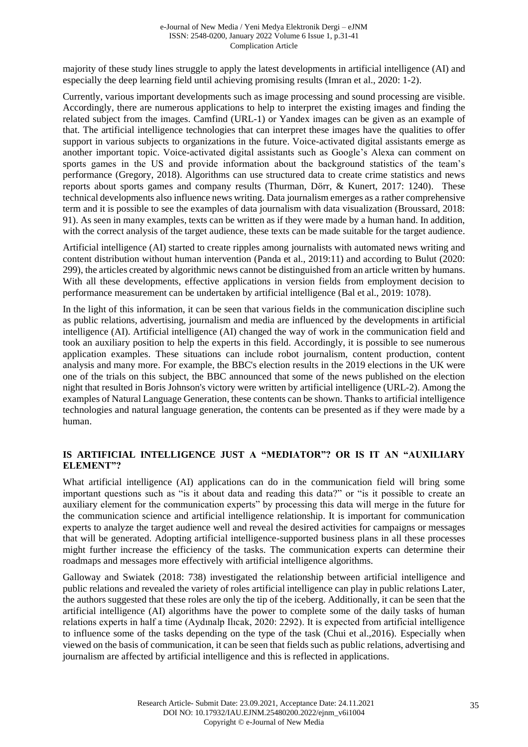majority of these study lines struggle to apply the latest developments in artificial intelligence (AI) and especially the deep learning field until achieving promising results (Imran et al., 2020: 1-2).

Currently, various important developments such as image processing and sound processing are visible. Accordingly, there are numerous applications to help to interpret the existing images and finding the related subject from the images. Camfind (URL-1) or Yandex images can be given as an example of that. The artificial intelligence technologies that can interpret these images have the qualities to offer support in various subjects to organizations in the future. Voice-activated digital assistants emerge as another important topic. Voice-activated digital assistants such as Google's Alexa can comment on sports games in the US and provide information about the background statistics of the team's performance (Gregory, 2018). Algorithms can use structured data to create crime statistics and news reports about sports games and company results (Thurman, Dörr, & Kunert, 2017: 1240). These technical developments also influence news writing. Data journalism emerges as a rather comprehensive term and it is possible to see the examples of data journalism with data visualization (Broussard, 2018: 91). As seen in many examples, texts can be written as if they were made by a human hand. In addition, with the correct analysis of the target audience, these texts can be made suitable for the target audience.

Artificial intelligence (AI) started to create ripples among journalists with automated news writing and content distribution without human intervention (Panda et al., 2019:11) and according to Bulut (2020: 299), the articles created by algorithmic news cannot be distinguished from an article written by humans. With all these developments, effective applications in version fields from employment decision to performance measurement can be undertaken by artificial intelligence (Bal et al., 2019: 1078).

In the light of this information, it can be seen that various fields in the communication discipline such as public relations, advertising, journalism and media are influenced by the developments in artificial intelligence (AI). Artificial intelligence (AI) changed the way of work in the communication field and took an auxiliary position to help the experts in this field. Accordingly, it is possible to see numerous application examples. These situations can include robot journalism, content production, content analysis and many more. For example, the BBC's election results in the 2019 elections in the UK were one of the trials on this subject, the BBC announced that some of the news published on the election night that resulted in Boris Johnson's victory were written by artificial intelligence (URL-2). Among the examples of Natural Language Generation, these contents can be shown. Thanks to artificial intelligence technologies and natural language generation, the contents can be presented as if they were made by a human.

## IS ARTIFICIAL INTELLIGENCE JUST A "MEDIATOR"? OR IS IT AN "AUXILIARY ELEMENT"?

What artificial intelligence (AI) applications can do in the communication field will bring some important questions such as "is it about data and reading this data?" or "is it possible to create an auxiliary element for the communication experts" by processing this data will merge in the future for the communication science and artificial intelligence relationship. It is important for communication experts to analyze the target audience well and reveal the desired activities for campaigns or messages that will be generated. Adopting artificial intelligence-supported business plans in all these processes might further increase the efficiency of the tasks. The communication experts can determine their roadmaps and messages more effectively with artificial intelligence algorithms.

Galloway and Swiatek (2018: 738) investigated the relationship between artificial intelligence and public relations and revealed the variety of roles artificial intelligence can play in public relations Later, the authors suggested that these roles are only the tip of the iceberg. Additionally, it can be seen that the artificial intelligence (AI) algorithms have the power to complete some of the daily tasks of human relations experts in half a time (Aydınalp Ilıcak, 2020: 2292). It is expected from artificial intelligence to influence some of the tasks depending on the type of the task (Chui et al.,2016). Especially when viewed on the basis of communication, it can be seen that fields such as public relations, advertising and journalism are affected by artificial intelligence and this is reflected in applications.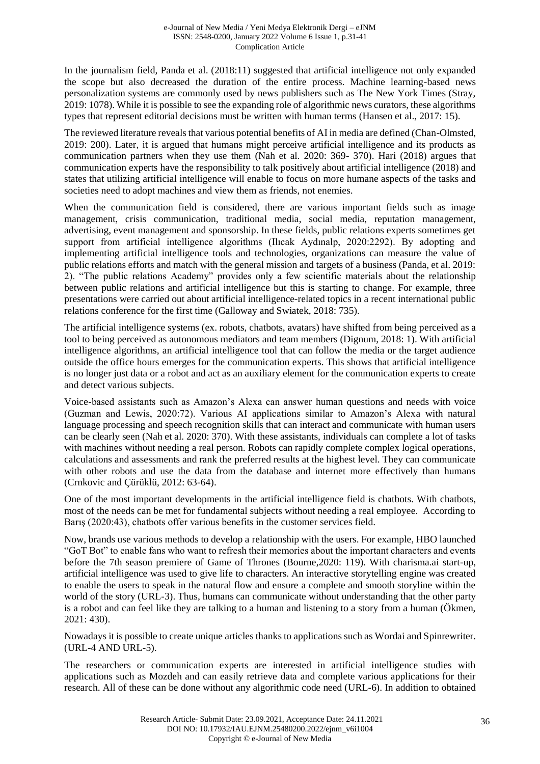In the journalism field, Panda et al. (2018:11) suggested that artificial intelligence not only expanded the scope but also decreased the duration of the entire process. Machine learning-based news personalization systems are commonly used by news publishers such as The New York Times (Stray, 2019: 1078). While it is possible to see the expanding role of algorithmic news curators, these algorithms types that represent editorial decisions must be written with human terms (Hansen et al., 2017: 15).

The reviewed literature reveals that various potential benefits of AI in media are defined (Chan-Olmsted, 2019: 200). Later, it is argued that humans might perceive artificial intelligence and its products as communication partners when they use them (Nah et al. 2020: 369- 370). Hari (2018) argues that communication experts have the responsibility to talk positively about artificial intelligence (2018) and states that utilizing artificial intelligence will enable to focus on more humane aspects of the tasks and societies need to adopt machines and view them as friends, not enemies.

When the communication field is considered, there are various important fields such as image management, crisis communication, traditional media, social media, reputation management, advertising, event management and sponsorship. In these fields, public relations experts sometimes get support from artificial intelligence algorithms (Ilıcak Aydınalp, 2020:2292). By adopting and implementing artificial intelligence tools and technologies, organizations can measure the value of public relations efforts and match with the general mission and targets of a business (Panda, et al. 2019: 2). "The public relations Academy" provides only a few scientific materials about the relationship between public relations and artificial intelligence but this is starting to change. For example, three presentations were carried out about artificial intelligence-related topics in a recent international public relations conference for the first time (Galloway and Swiatek, 2018: 735).

The artificial intelligence systems (ex. robots, chatbots, avatars) have shifted from being perceived as a tool to being perceived as autonomous mediators and team members (Dignum, 2018: 1). With artificial intelligence algorithms, an artificial intelligence tool that can follow the media or the target audience outside the office hours emerges for the communication experts. This shows that artificial intelligence is no longer just data or a robot and act as an auxiliary element for the communication experts to create and detect various subjects.

Voice-based assistants such as Amazon's Alexa can answer human questions and needs with voice (Guzman and Lewis, 2020:72). Various AI applications similar to Amazon's Alexa with natural language processing and speech recognition skills that can interact and communicate with human users can be clearly seen (Nah et al. 2020: 370). With these assistants, individuals can complete a lot of tasks with machines without needing a real person. Robots can rapidly complete complex logical operations, calculations and assessments and rank the preferred results at the highest level. They can communicate with other robots and use the data from the database and internet more effectively than humans (Crnkovic and Çürüklü, 2012: 63-64).

One of the most important developments in the artificial intelligence field is chatbots. With chatbots, most of the needs can be met for fundamental subjects without needing a real employee. According to Barış (2020:43), chatbots offer various benefits in the customer services field.

Now, brands use various methods to develop a relationship with the users. For example, HBO launched "GoT Bot" to enable fans who want to refresh their memories about the important characters and events before the 7th season premiere of Game of Thrones (Bourne,2020: 119). With charisma.ai start-up, artificial intelligence was used to give life to characters. An interactive storytelling engine was created to enable the users to speak in the natural flow and ensure a complete and smooth storyline within the world of the story (URL-3). Thus, humans can communicate without understanding that the other party is a robot and can feel like they are talking to a human and listening to a story from a human (Ökmen, 2021: 430).

Nowadays it is possible to create unique articles thanks to applications such as Wordai and Spinrewriter. (URL-4 AND URL-5).

The researchers or communication experts are interested in artificial intelligence studies with applications such as Mozdeh and can easily retrieve data and complete various applications for their research. All of these can be done without any algorithmic code need (URL-6). In addition to obtained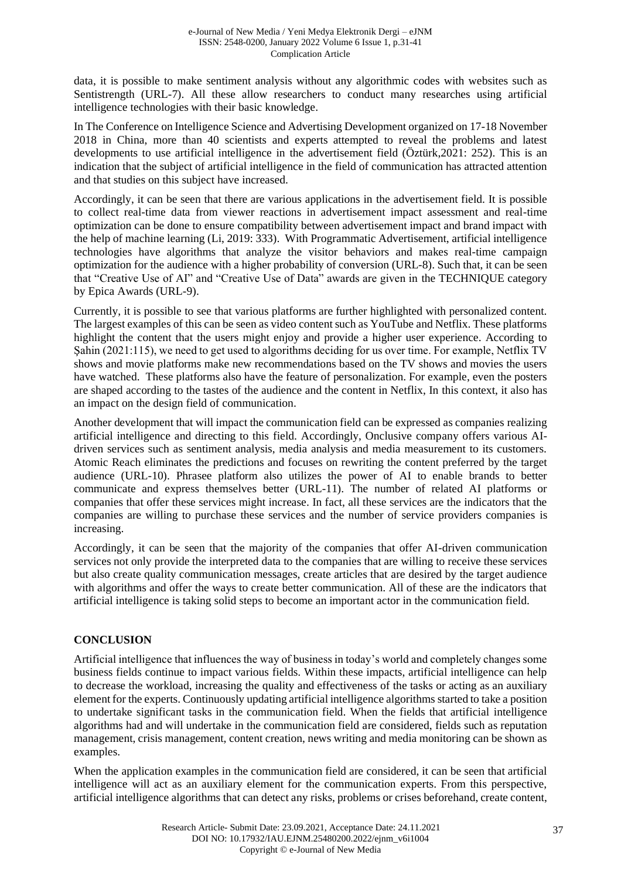data, it is possible to make sentiment analysis without any algorithmic codes with websites such as Sentistrength (URL-7). All these allow researchers to conduct many researches using artificial intelligence technologies with their basic knowledge.

In The Conference on Intelligence Science and Advertising Development organized on 17-18 November 2018 in China, more than 40 scientists and experts attempted to reveal the problems and latest developments to use artificial intelligence in the advertisement field (Öztürk,2021: 252). This is an indication that the subject of artificial intelligence in the field of communication has attracted attention and that studies on this subject have increased.

Accordingly, it can be seen that there are various applications in the advertisement field. It is possible to collect real-time data from viewer reactions in advertisement impact assessment and real-time optimization can be done to ensure compatibility between advertisement impact and brand impact with the help of machine learning (Li, 2019: 333). With Programmatic Advertisement, artificial intelligence technologies have algorithms that analyze the visitor behaviors and makes real-time campaign optimization for the audience with a higher probability of conversion (URL-8). Such that, it can be seen that "Creative Use of AI" and "Creative Use of Data" awards are given in the TECHNIQUE category by Epica Awards (URL-9).

Currently, it is possible to see that various platforms are further highlighted with personalized content. The largest examples of this can be seen as video content such as YouTube and Netflix. These platforms highlight the content that the users might enjoy and provide a higher user experience. According to Şahin (2021:115), we need to get used to algorithms deciding for us over time. For example, Netflix TV shows and movie platforms make new recommendations based on the TV shows and movies the users have watched. These platforms also have the feature of personalization. For example, even the posters are shaped according to the tastes of the audience and the content in Netflix, In this context, it also has an impact on the design field of communication.

Another development that will impact the communication field can be expressed as companies realizing artificial intelligence and directing to this field. Accordingly, Onclusive company offers various AI-driven services such as sentiment analysis, media analysis and media measurement to its customers. Atomic Reach eliminates the predictions and focuses on rewriting the content preferred by the target audience (URL-10). Phrasee platform also utilizes the power of AI to enable brands to better communicate and express themselves better (URL-11). The number of related AI platforms or companies that offer these services might increase. In fact, all these services are the indicators that the companies are willing to purchase these services and the number of service providers companies is increasing.

Accordingly, it can be seen that the majority of the companies that offer AI-driven communication services not only provide the interpreted data to the companies that are willing to receive these services but also create quality communication messages, create articles that are desired by the target audience with algorithms and offer the ways to create better communication. All of these are the indicators that artificial intelligence is taking solid steps to become an important actor in the communication field.

## CONCLUSION

Artificial intelligence that influences the way of business in today's world and completely changes some business fields continue to impact various fields. Within these impacts, artificial intelligence can help to decrease the workload, increasing the quality and effectiveness of the tasks or acting as an auxiliary element for the experts. Continuously updating artificial intelligence algorithms started to take a position to undertake significant tasks in the communication field. When the fields that artificial intelligence algorithms had and will undertake in the communication field are considered, fields such as reputation management, crisis management, content creation, news writing and media monitoring can be shown as examples.

When the application examples in the communication field are considered, it can be seen that artificial intelligence will act as an auxiliary element for the communication experts. From this perspective, artificial intelligence algorithms that can detect any risks, problems or crises beforehand, create content,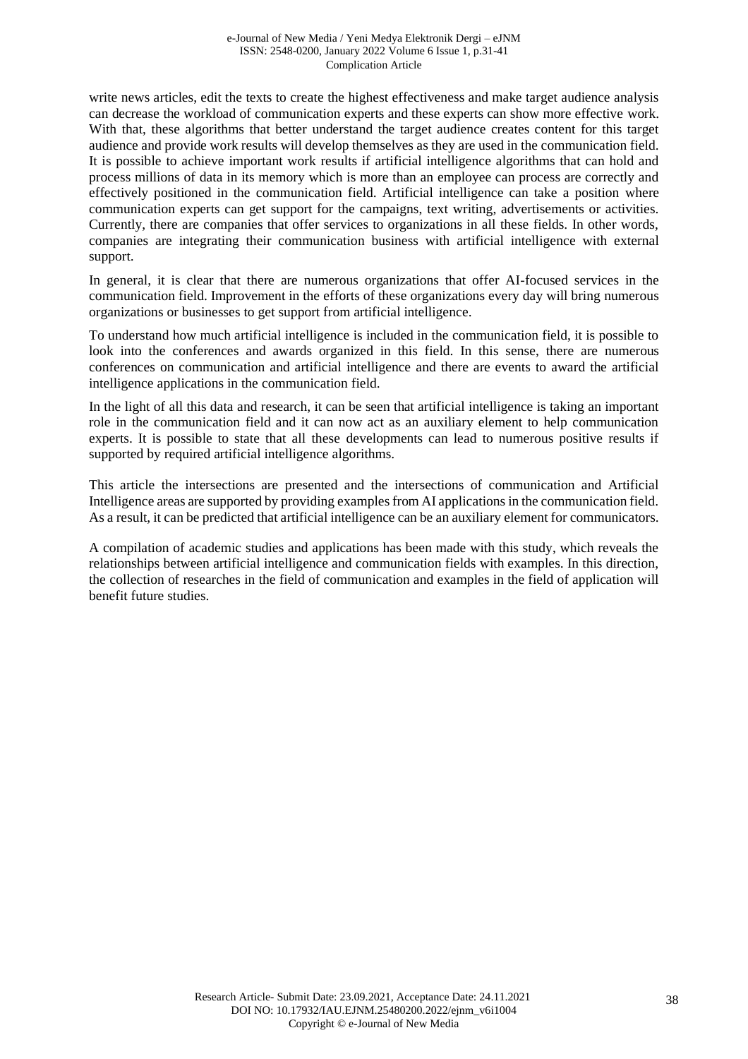write news articles, edit the texts to create the highest effectiveness and make target audience analysis can decrease the workload of communication experts and these experts can show more effective work. With that, these algorithms that better understand the target audience creates content for this target audience and provide work results will develop themselves as they are used in the communication field. It is possible to achieve important work results if artificial intelligence algorithms that can hold and process millions of data in its memory which is more than an employee can process are correctly and effectively positioned in the communication field. Artificial intelligence can take a position where communication experts can get support for the campaigns, text writing, advertisements or activities. Currently, there are companies that offer services to organizations in all these fields. In other words, companies are integrating their communication business with artificial intelligence with external support.

In general, it is clear that there are numerous organizations that offer AI-focused services in the communication field. Improvement in the efforts of these organizations every day will bring numerous organizations or businesses to get support from artificial intelligence.

To understand how much artificial intelligence is included in the communication field, it is possible to look into the conferences and awards organized in this field. In this sense, there are numerous conferences on communication and artificial intelligence and there are events to award the artificial intelligence applications in the communication field.

In the light of all this data and research, it can be seen that artificial intelligence is taking an important role in the communication field and it can now act as an auxiliary element to help communication experts. It is possible to state that all these developments can lead to numerous positive results if supported by required artificial intelligence algorithms.

This article the intersections are presented and the intersections of communication and Artificial Intelligence areas are supported by providing examples from AI applications in the communication field. As a result, it can be predicted that artificial intelligence can be an auxiliary element for communicators.

A compilation of academic studies and applications has been made with this study, which reveals the relationships between artificial intelligence and communication fields with examples. In this direction, the collection of researches in the field of communication and examples in the field of application will benefit future studies.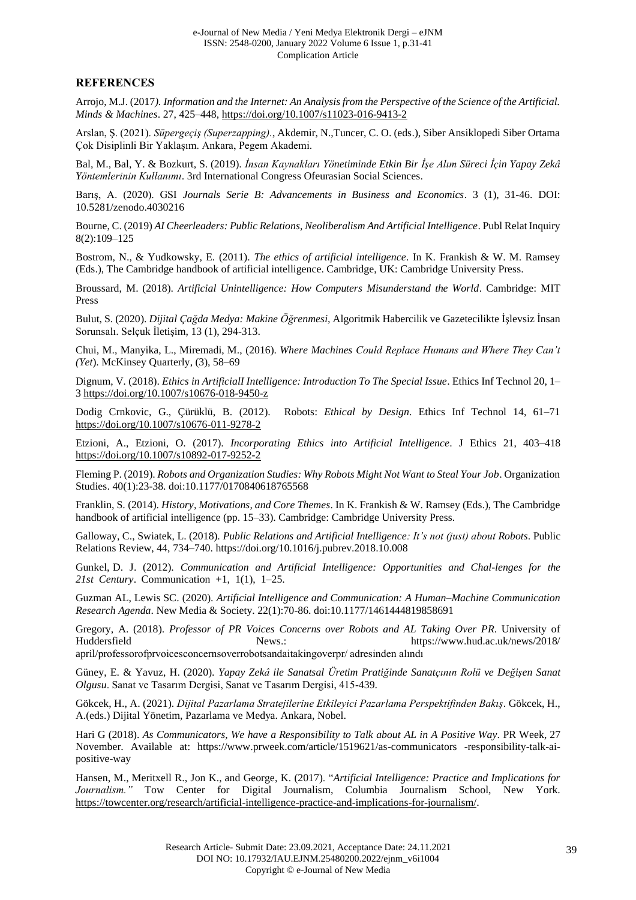## REFERENCES

Arrojo, M.J. (2017*). Information and the Internet: An Analysis from the Perspective of the Science of the Artificial. Minds & Machines*. 27, 425–448, https://doi.org/10.1007/s11023-016-9413-2

Arslan, Ş. (2021). *Süpergeçiş (Superzapping).*, Akdemir, N.,Tuncer, C. O. (eds.), Siber Ansiklopedi Siber Ortama Çok Disiplinli Bir Yaklaşım. Ankara, Pegem Akademi.

Bal, M., Bal, Y. & Bozkurt, S. (2019). *İnsan Kaynakları Yönetiminde Etkin Bir İşe Alım Süreci İçin Yapay Zekâ Yöntemlerinin Kullanımı*. 3rd International Congress Ofeurasian Social Sciences.

Barış, A. (2020). GSI *Journals Serie B: Advancements in Business and Economics*. 3 (1), 31-46. DOI: 10.5281/zenodo.4030216

Bourne, C. (2019) *AI Cheerleaders: Public Relations, Neoliberalism And Artificial Intelligence*. Publ Relat Inquiry 8(2):109–125

Bostrom, N., & Yudkowsky, E. (2011). *The ethics of artificial intelligence*. In K. Frankish & W. M. Ramsey (Eds.), The Cambridge handbook of artificial intelligence. Cambridge, UK: Cambridge University Press.

Broussard, M. (2018). *Artificial Unintelligence: How Computers Misunderstand the World*. Cambridge: MIT Press

Bulut, S. (2020). *Dijital Çağda Medya: Makine Öğrenmesi*, Algoritmik Habercilik ve Gazetecilikte İşlevsiz İnsan Sorunsalı. Selçuk İletişim, 13 (1), 294-313.

Chui, M., Manyika, L., Miremadi, M., (2016). *Where Machines Could Replace Humans and Where They Can't (Yet*). McKinsey Quarterly, (3), 58–69

Dignum, V. (2018). *Ethics in ArtificialI Intelligence: Introduction To The Special Issue*. Ethics Inf Technol 20, 1–3 https://doi.org/10.1007/s10676-018-9450-z

Dodig Crnkovic, G., Çürüklü, B. (2012). Robots: *Ethical by Design*. Ethics Inf Technol 14, 61–71 https://doi.org/10.1007/s10676-011-9278-2

Etzioni, A., Etzioni, O. (2017). *Incorporating Ethics into Artificial Intelligence*. J Ethics 21, 403–418 https://doi.org/10.1007/s10892-017-9252-2

Fleming P. (2019). *Robots and Organization Studies: Why Robots Might Not Want to Steal Your Job*. Organization Studies. 40(1):23-38. doi:10.1177/0170840618765568

Franklin, S. (2014). *History, Motivations, and Core Themes*. In K. Frankish & W. Ramsey (Eds.), The Cambridge handbook of artificial intelligence (pp. 15–33). Cambridge: Cambridge University Press.

Galloway, C., Swiatek, L. (2018). *Public Relations and Artificial Intelligence: It's not (just) about Robots*. Public Relations Review, 44, 734–740. https://doi.org/10.1016/j.pubrev.2018.10.008

Gunkel, D. J. (2012). *Communication and Artificial Intelligence: Opportunities and Chal-lenges for the 21st Century*. Communication +1, 1(1), 1–25.

Guzman AL, Lewis SC. (2020). *Artificial Intelligence and Communication: A Human–Machine Communication Research Agenda*. New Media & Society. 22(1):70-86. doi:10.1177/1461444819858691

Gregory, A. (2018). *Professor of PR Voices Concerns over Robots and AL Taking Over PR*. University of Huddersfield News.: https://www.hud.ac.uk/news/2018/ april/professorofprvoicesconcernsoverrobotsandaitakingoverpr/ adresinden alındı

Güney, E. & Yavuz, H. (2020). *Yapay Zekâ ile Sanatsal Üretim Pratiğinde Sanatçının Rolü ve Değişen Sanat Olgusu*. Sanat ve Tasarım Dergisi, Sanat ve Tasarım Dergisi, 415-439.

Gökcek, H., A. (2021). *Dijital Pazarlama Stratejilerine Etkileyici Pazarlama Perspektifinden Bakış*. Gökcek, H., A.(eds.) Dijital Yönetim, Pazarlama ve Medya. Ankara, Nobel.

Hari G (2018). *As Communicators, We have a Responsibility to Talk about AL in A Positive Way*. PR Week, 27 November. Available at: https://www.prweek.com/article/1519621/as-communicators -responsibility-talk-ai-positive-way

Hansen, M., Meritxell R., Jon K., and George, K. (2017). "*Artificial Intelligence: Practice and Implications for Journalism."* Tow Center for Digital Journalism, Columbia Journalism School, New York. https://towcenter.org/research/artificial-intelligence-practice-and-implications-for-journalism/.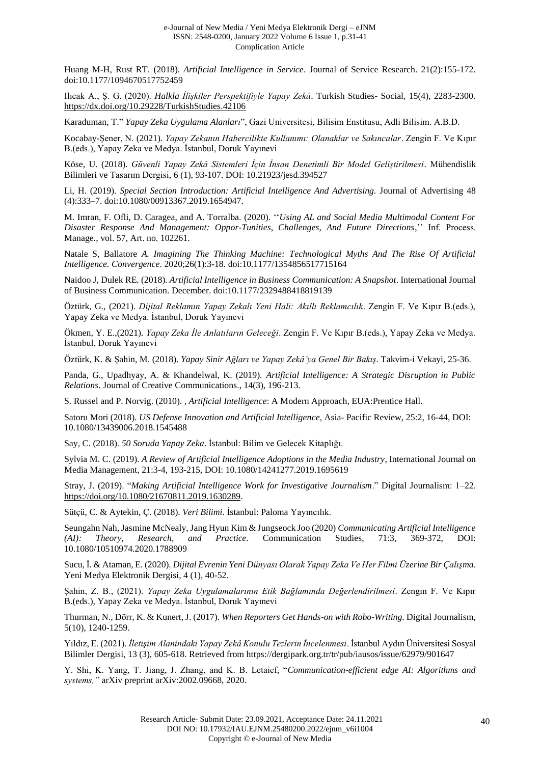Huang M-H, Rust RT. (2018). *Artificial Intelligence in Service*. Journal of Service Research. 21(2):155-172. doi:10.1177/1094670517752459

Ilıcak A., Ş. G. (2020). *Halkla İlişkiler Perspektifiyle Yapay Zekâ*. Turkish Studies- Social, 15(4), 2283-2300. https://dx.doi.org/10.29228/TurkishStudies.42106

Karaduman, T." *Yapay Zeka Uygulama Alanları*", Gazi Universitesi, Bilisim Enstitusu, Adli Bilisim. A.B.D.

Kocabay-Şener, N. (2021). *Yapay Zekanın Habercilikte Kullanımı: Olanaklar ve Sakıncalar*. Zengin F. Ve Kıpır B.(eds.), Yapay Zeka ve Medya. İstanbul, Doruk Yayınevi

Köse, U. (2018). *Güvenli Yapay Zekâ Sistemleri İçin İnsan Denetimli Bir Model Geliştirilmesi*. Mühendislik Bilimleri ve Tasarım Dergisi, 6 (1), 93-107. DOI: 10.21923/jesd.394527

Li, H. (2019). *Special Section Introduction: Artificial Intelligence And Advertising.* Journal of Advertising 48 (4):333–7. doi:10.1080/00913367.2019.1654947.

M. Imran, F. Ofli, D. Caragea, and A. Torralba. (2020). ''*Using AL and Social Media Multimodal Content For Disaster Response And Management: Oppor-Tunities, Challenges, And Future Directions*,'' Inf. Process. Manage., vol. 57, Art. no. 102261.

Natale S, Ballatore *A. Imagining The Thinking Machine: Technological Myths And The Rise Of Artificial Intelligence. Convergence*. 2020;26(1):3-18. doi:10.1177/1354856517715164

Naidoo J, Dulek RE. (2018). *Artificial Intelligence in Business Communication: A Snapshot*. International Journal of Business Communication. December. doi:10.1177/2329488418819139

Öztürk, G., (2021). *Dijital Reklamın Yapay Zekalı Yeni Hali: Akıllı Reklamcılık*. Zengin F. Ve Kıpır B.(eds.), Yapay Zeka ve Medya. İstanbul, Doruk Yayınevi

Ökmen, Y. E.,(2021). *Yapay Zeka İle Anlatıların Geleceği*. Zengin F. Ve Kıpır B.(eds.), Yapay Zeka ve Medya. İstanbul, Doruk Yayınevi

Öztürk, K. & Şahin, M. (2018). *Yapay Sinir Ağları ve Yapay Zekâ'ya Genel Bir Bakış*. Takvim-i Vekayi, 25-36.

Panda, G., Upadhyay, A. & Khandelwal, K. (2019). *Artificial Intelligence: A Strategic Disruption in Public Relations*. Journal of Creative Communications., 14(3), 196-213.

S. Russel and P. Norvig. (2010). , *Artificial Intelligence*: A Modern Approach, EUA:Prentice Hall.

Satoru Mori (2018). *US Defense Innovation and Artificial Intelligence*, Asia- Pacific Review, 25:2, 16-44, DOI: 10.1080/13439006.2018.1545488

Say, C. (2018). *50 Soruda Yapay Zeka*. İstanbul: Bilim ve Gelecek Kitaplığı.

Sylvia M. C. (2019). *A Review of Artificial Intelligence Adoptions in the Media Industry*, International Journal on Media Management, 21:3-4, 193-215, DOI: 10.1080/14241277.2019.1695619

Stray, J. (2019). "*Making Artificial Intelligence Work for Investigative Journalism*." Digital Journalism: 1–22. https://doi.org/10.1080/21670811.2019.1630289.

Sütçü, C. & Aytekin, Ç. (2018). *Veri Bilimi*. İstanbul: Paloma Yayıncılık.

Seungahn Nah, Jasmine McNealy, Jang Hyun Kim & Jungseock Joo (2020) *Communicating Artificial Intelligence (AI): Theory, Research, and Practice*. Communication Studies, 71:3, 369-372, DOI: 10.1080/10510974.2020.1788909

Sucu, İ. & Ataman, E. (2020). *Dijital Evrenin Yeni Dünyası Olarak Yapay Zeka Ve Her Filmi Üzerine Bir Çalışma*. Yeni Medya Elektronik Dergisi, 4 (1), 40-52.

Şahin, Z. B., (2021). *Yapay Zeka Uygulamalarının Etik Bağlamında Değerlendirilmesi*. Zengin F. Ve Kıpır B.(eds.), Yapay Zeka ve Medya. İstanbul, Doruk Yayınevi

Thurman, N., Dörr, K. & Kunert, J. (2017). *When Reporters Get Hands-on with Robo-Writing*. Digital Journalism, 5(10), 1240-1259.

Yıldız, E. (2021). *İletişim Alanindaki Yapay Zekâ Konulu Tezlerin İncelenmesi*. İstanbul Aydın Üniversitesi Sosyal Bilimler Dergisi, 13 (3), 605-618. Retrieved from https://dergipark.org.tr/tr/pub/iausos/issue/62979/901647

Y. Shi, K. Yang, T. Jiang, J. Zhang, and K. B. Letaief, "*Communication-efficient edge AI: Algorithms and systems,"* arXiv preprint arXiv:2002.09668, 2020.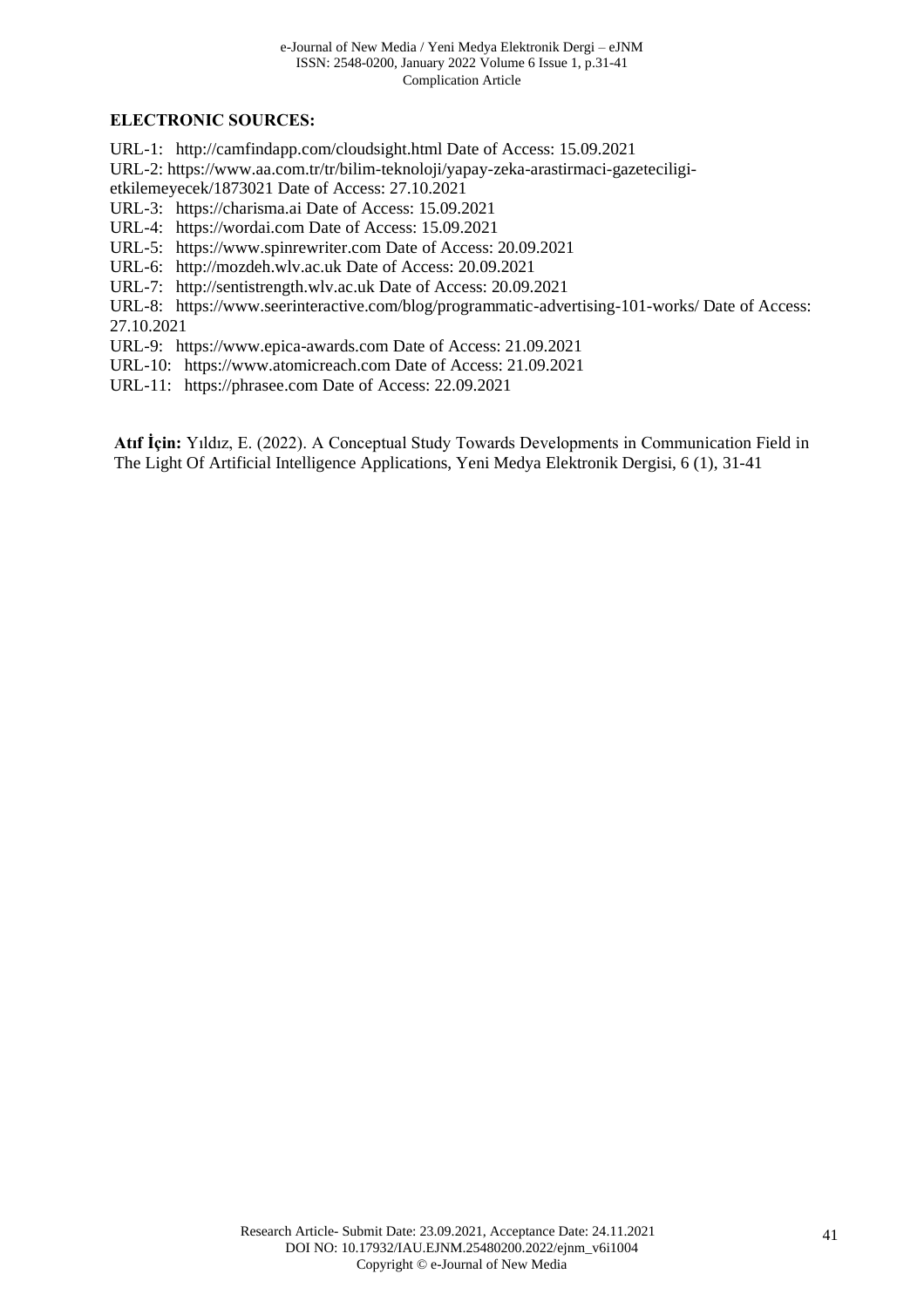## ELECTRONIC SOURCES:

URL-1: http://camfindapp.com/cloudsight.html Date of Access: 15.09.2021

URL-2: https://www.aa.com.tr/tr/bilim-teknoloji/yapay-zeka-arastirmaci-gazeteciligi-etkilemeyecek/1873021 Date of Access: 27.10.2021

URL-3: https://charisma.ai Date of Access: 15.09.2021

URL-4: https://wordai.com Date of Access: 15.09.2021

URL-5: https://www.spinrewriter.com Date of Access: 20.09.2021

URL-6: http://mozdeh.wlv.ac.uk Date of Access: 20.09.2021

URL-7: http://sentistrength.wlv.ac.uk Date of Access: 20.09.2021

URL-8: https://www.seerinteractive.com/blog/programmatic-advertising-101-works/ Date of Access: 27.10.2021

URL-9: https://www.epica-awards.com Date of Access: 21.09.2021

URL-10: https://www.atomicreach.com Date of Access: 21.09.2021

URL-11: https://phrasee.com Date of Access: 22.09.2021

**Atıf İçin:** Yıldız, E. (2022). A Conceptual Study Towards Developments in Communication Field in The Light Of Artificial Intelligence Applications, Yeni Medya Elektronik Dergisi, 6 (1), 31-41

Research Article- Submit Date: 23.09.2021, Acceptance Date: 24.11.2021
DOI NO: 10.17932/IAU.EJNM.25480200.2022/ejnm_v6i1004
Copyright © e-Journal of New Media